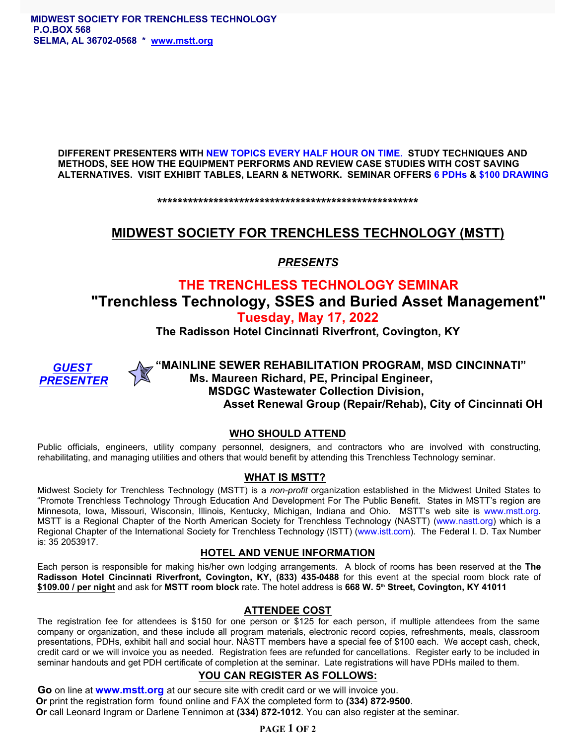**MIDWEST SOCIETY FOR TRENCHLESS TECHNOLOGY**
**P.O.BOX 568**
**SELMA, AL 36702-0568 * www.mstt.org**

**DIFFERENT PRESENTERS WITH NEW TOPICS EVERY HALF HOUR ON TIME. STUDY TECHNIQUES AND METHODS, SEE HOW THE EQUIPMENT PERFORMS AND REVIEW CASE STUDIES WITH COST SAVING ALTERNATIVES. VISIT EXHIBIT TABLES, LEARN & NETWORK. SEMINAR OFFERS 6 PDHs & $100 DRAWING**

**\*\*\*\*\*\*\*\*\*\*\*\*\*\*\*\*\*\*\*\*\*\*\*\*\*\*\*\*\*\*\*\*\*\*\*\*\*\*\*\*\*\*\*\*\*\*\*\*\*\*\*\***

# MIDWEST SOCIETY FOR TRENCHLESS TECHNOLOGY (MSTT)

***PRESENTS***

## THE TRENCHLESS TECHNOLOGY SEMINAR

## "Trenchless Technology, SSES and Buried Asset Management"

### Tuesday, May 17, 2022

**The Radisson Hotel Cincinnati Riverfront, Covington, KY**

***GUEST PRESENTER***

**"MAINLINE SEWER REHABILITATION PROGRAM, MSD CINCINNATI"**
**Ms. Maureen Richard, PE, Principal Engineer,**
**MSDGC Wastewater Collection Division,**
**Asset Renewal Group (Repair/Rehab), City of Cincinnati OH**

### WHO SHOULD ATTEND

Public officials, engineers, utility company personnel, designers, and contractors who are involved with constructing, rehabilitating, and managing utilities and others that would benefit by attending this Trenchless Technology seminar.

### WHAT IS MSTT?

Midwest Society for Trenchless Technology (MSTT) is a *non-profit* organization established in the Midwest United States to "Promote Trenchless Technology Through Education And Development For The Public Benefit. States in MSTT's region are Minnesota, Iowa, Missouri, Wisconsin, Illinois, Kentucky, Michigan, Indiana and Ohio. MSTT's web site is www.mstt.org. MSTT is a Regional Chapter of the North American Society for Trenchless Technology (NASTT) (www.nastt.org) which is a Regional Chapter of the International Society for Trenchless Technology (ISTT) (www.istt.com). The Federal I. D. Tax Number is: 35 2053917.

### HOTEL AND VENUE INFORMATION

Each person is responsible for making his/her own lodging arrangements. A block of rooms has been reserved at the **The Radisson Hotel Cincinnati Riverfront, Covington, KY, (833) 435-0488** for this event at the special room block rate of **$109.00 / per night** and ask for **MSTT room block** rate. The hotel address is **668 W. 5th Street, Covington, KY 41011**

### ATTENDEE COST

The registration fee for attendees is $150 for one person or $125 for each person, if multiple attendees from the same company or organization, and these include all program materials, electronic record copies, refreshments, meals, classroom presentations, PDHs, exhibit hall and social hour. NASTT members have a special fee of $100 each. We accept cash, check, credit card or we will invoice you as needed. Registration fees are refunded for cancellations. Register early to be included in seminar handouts and get PDH certificate of completion at the seminar. Late registrations will have PDHs mailed to them.

### YOU CAN REGISTER AS FOLLOWS:

**Go** on line at **www.mstt.org** at our secure site with credit card or we will invoice you.
**Or** print the registration form found online and FAX the completed form to **(334) 872-9500**.
**Or** call Leonard Ingram or Darlene Tennimon at **(334) 872-1012**. You can also register at the seminar.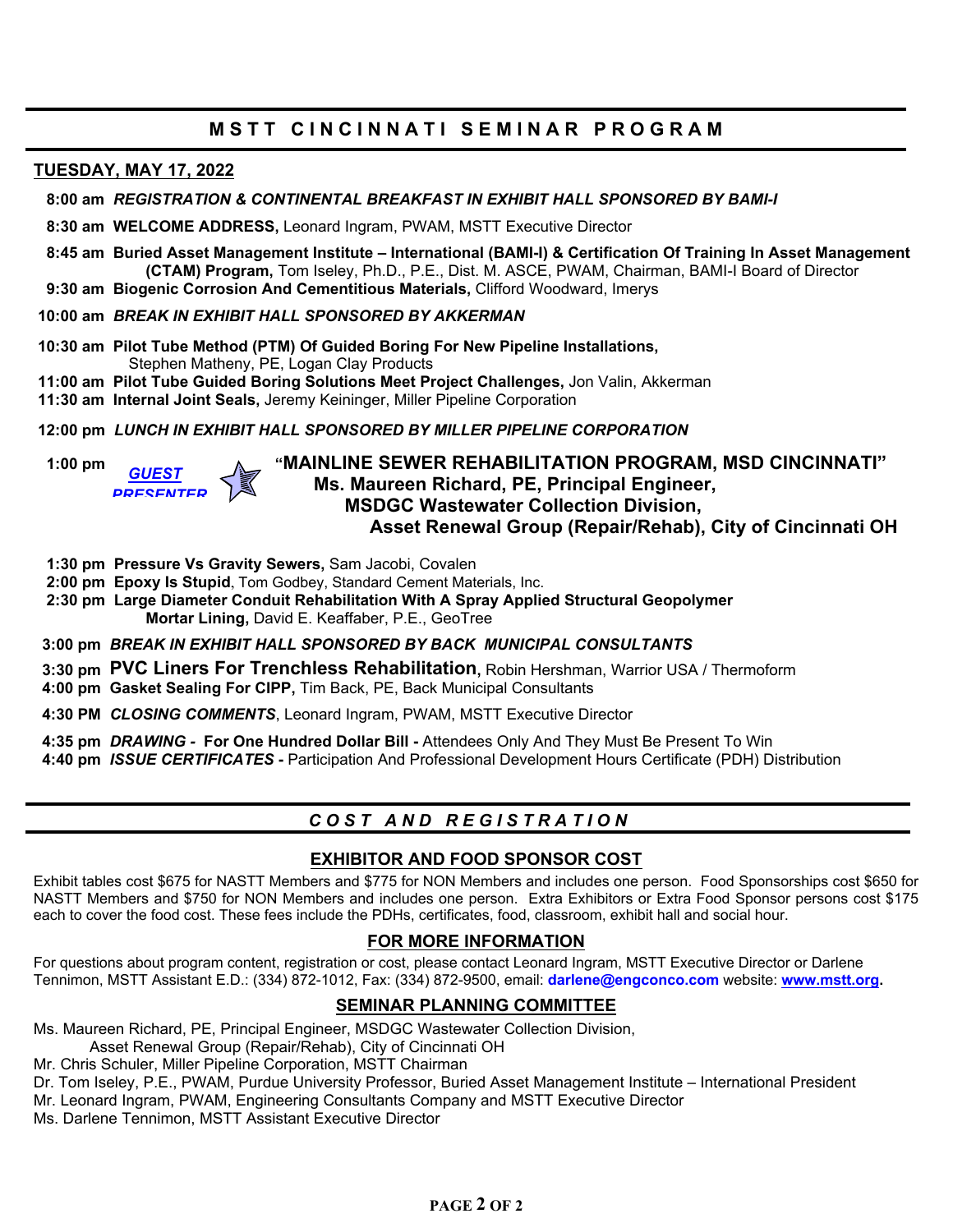## MSTT CINCINNATI SEMINAR PROGRAM

**TUESDAY, MAY 17, 2022**

**8:00 am** ***REGISTRATION & CONTINENTAL BREAKFAST IN EXHIBIT HALL SPONSORED BY BAMI-I***

**8:30 am** **WELCOME ADDRESS,** Leonard Ingram, PWAM, MSTT Executive Director

**8:45 am** **Buried Asset Management Institute – International (BAMI-I) & Certification Of Training In Asset Management (CTAM) Program,** Tom Iseley, Ph.D., P.E., Dist. M. ASCE, PWAM, Chairman, BAMI-I Board of Director

**9:30 am** **Biogenic Corrosion And Cementitious Materials,** Clifford Woodward, Imerys

**10:00 am** ***BREAK IN EXHIBIT HALL SPONSORED BY AKKERMAN***

**10:30 am** **Pilot Tube Method (PTM) Of Guided Boring For New Pipeline Installations,** Stephen Matheny, PE, Logan Clay Products

**11:00 am** **Pilot Tube Guided Boring Solutions Meet Project Challenges,** Jon Valin, Akkerman

**11:30 am** **Internal Joint Seals,** Jeremy Keininger, Miller Pipeline Corporation

**12:00 pm** ***LUNCH IN EXHIBIT HALL SPONSORED BY MILLER PIPELINE CORPORATION***

**1:00 pm** ***GUEST PRESENTER*** **"MAINLINE SEWER REHABILITATION PROGRAM, MSD CINCINNATI"**
**Ms. Maureen Richard, PE, Principal Engineer,**
**MSDGC Wastewater Collection Division,**
**Asset Renewal Group (Repair/Rehab), City of Cincinnati OH**

**1:30 pm** **Pressure Vs Gravity Sewers,** Sam Jacobi, Covalen

**2:00 pm** **Epoxy Is Stupid**, Tom Godbey, Standard Cement Materials, Inc.

**2:30 pm** **Large Diameter Conduit Rehabilitation With A Spray Applied Structural Geopolymer Mortar Lining,** David E. Keaffaber, P.E., GeoTree

**3:00 pm** ***BREAK IN EXHIBIT HALL SPONSORED BY BACK MUNICIPAL CONSULTANTS***

**3:30 pm** **PVC Liners For Trenchless Rehabilitation,** Robin Hershman, Warrior USA / Thermoform

**4:00 pm** **Gasket Sealing For CIPP,** Tim Back, PE, Back Municipal Consultants

**4:30 PM** ***CLOSING COMMENTS***, Leonard Ingram, PWAM, MSTT Executive Director

**4:35 pm** ***DRAWING -*** **For One Hundred Dollar Bill -** Attendees Only And They Must Be Present To Win

**4:40 pm** ***ISSUE CERTIFICATES*** **-** Participation And Professional Development Hours Certificate (PDH) Distribution

## *COST AND REGISTRATION*

### EXHIBITOR AND FOOD SPONSOR COST

Exhibit tables cost $675 for NASTT Members and $775 for NON Members and includes one person. Food Sponsorships cost $650 for NASTT Members and $750 for NON Members and includes one person. Extra Exhibitors or Extra Food Sponsor persons cost $175 each to cover the food cost. These fees include the PDHs, certificates, food, classroom, exhibit hall and social hour.

### FOR MORE INFORMATION

For questions about program content, registration or cost, please contact Leonard Ingram, MSTT Executive Director or Darlene Tennimon, MSTT Assistant E.D.: (334) 872-1012, Fax: (334) 872-9500, email: **darlene@engconco.com** website: **www.mstt.org**.

### SEMINAR PLANNING COMMITTEE

Ms. Maureen Richard, PE, Principal Engineer, MSDGC Wastewater Collection Division, Asset Renewal Group (Repair/Rehab), City of Cincinnati OH
Mr. Chris Schuler, Miller Pipeline Corporation, MSTT Chairman
Dr. Tom Iseley, P.E., PWAM, Purdue University Professor, Buried Asset Management Institute – International President
Mr. Leonard Ingram, PWAM, Engineering Consultants Company and MSTT Executive Director
Ms. Darlene Tennimon, MSTT Assistant Executive Director